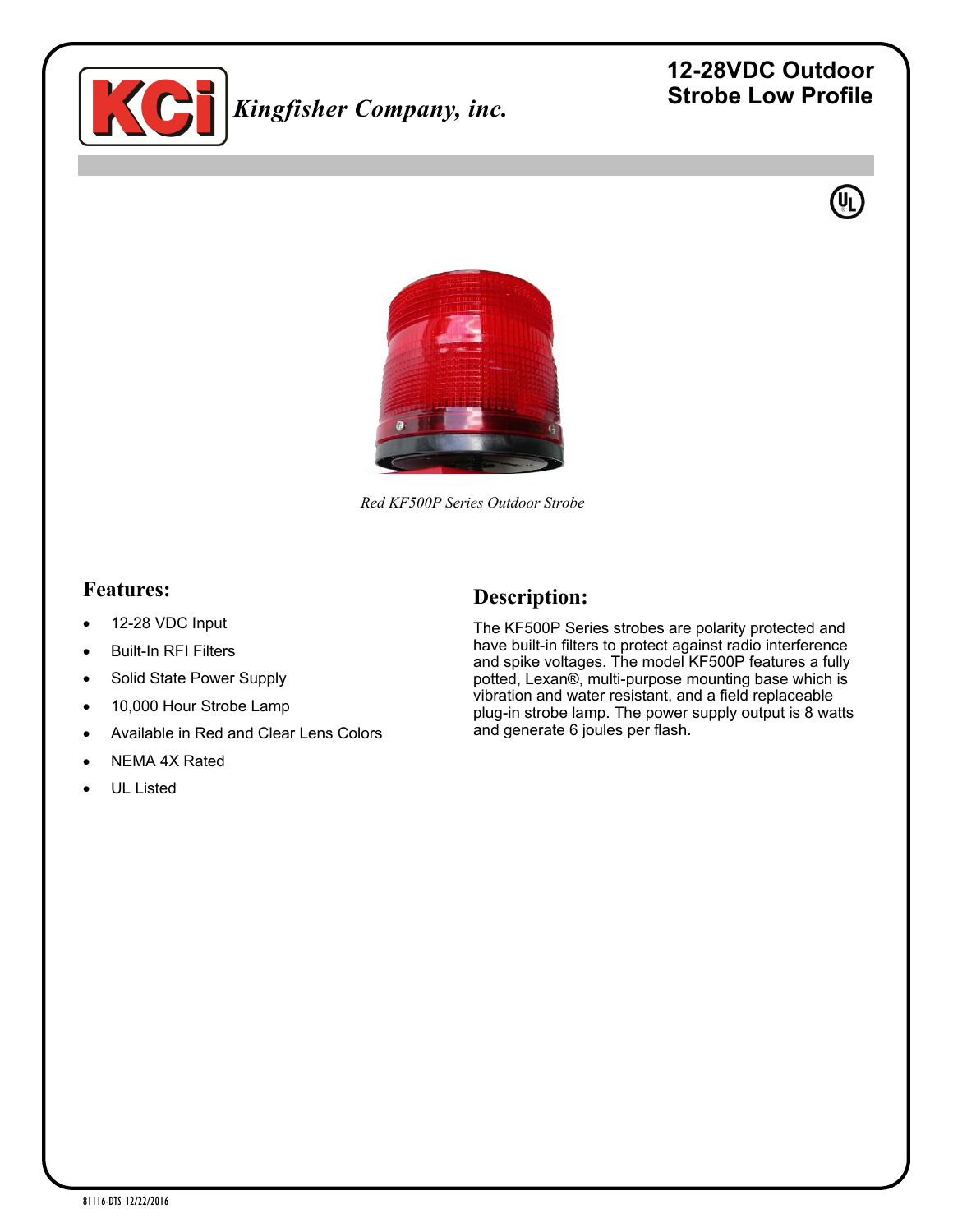Kingfisher Company, inc.

# 12-28VDC Outdoor Strobe Low Profile

*Red KF500P Series Outdoor Strobe*

## Features:

- 12-28 VDC Input
- Built-In RFI Filters
- Solid State Power Supply
- 10,000 Hour Strobe Lamp
- Available in Red and Clear Lens Colors
- NEMA 4X Rated
- UL Listed

## Description:

The KF500P Series strobes are polarity protected and have built-in filters to protect against radio interference and spike voltages. The model KF500P features a fully potted, Lexan®, multi-purpose mounting base which is vibration and water resistant, and a field replaceable plug-in strobe lamp. The power supply output is 8 watts and generate 6 joules per flash.

81116-DTS 12/22/2016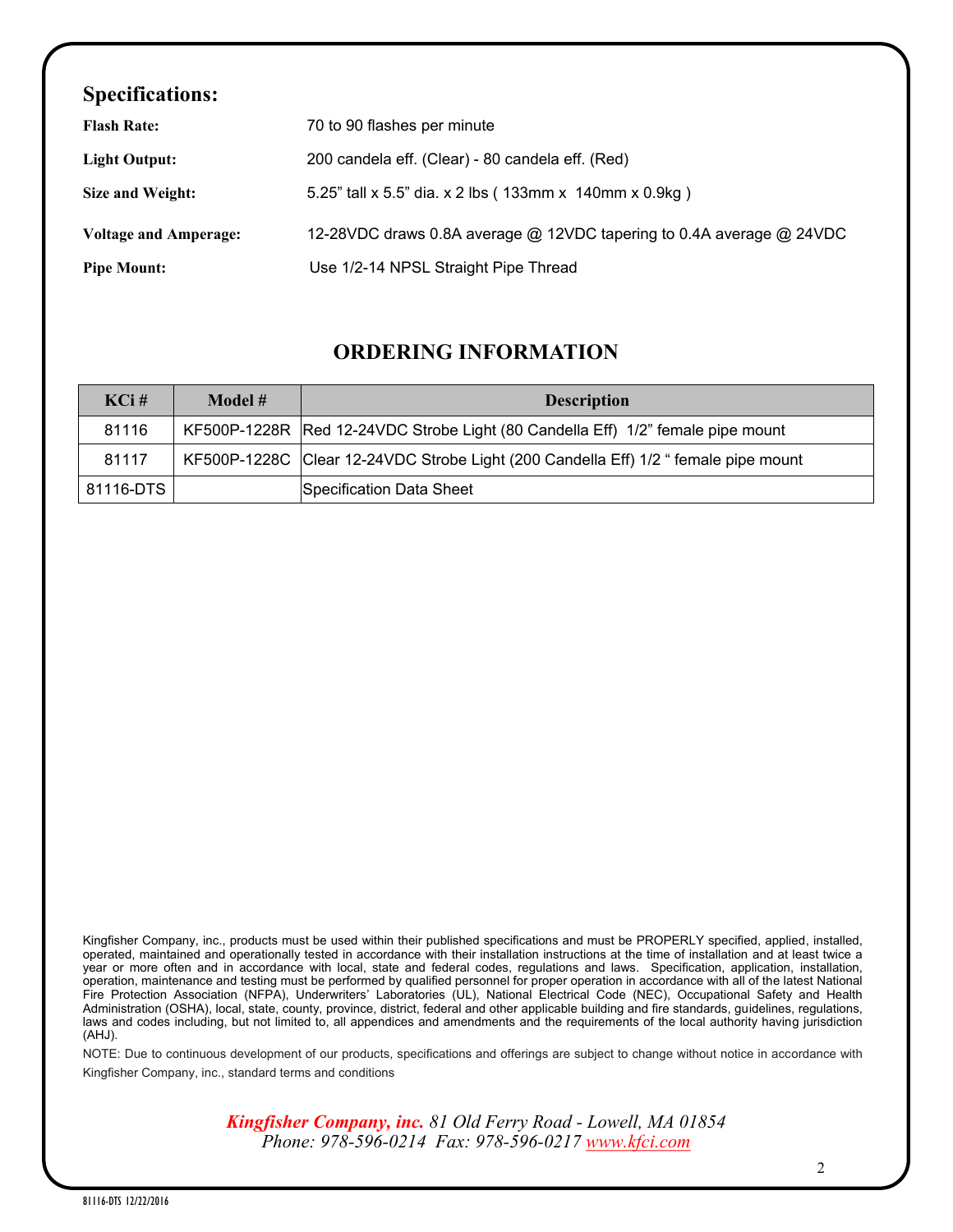## Specifications:

**Flash Rate:** 70 to 90 flashes per minute

**Light Output:** 200 candela eff. (Clear) - 80 candela eff. (Red)

**Size and Weight:** 5.25" tall x 5.5" dia. x 2 lbs ( 133mm x 140mm x 0.9kg )

**Voltage and Amperage:** 12-28VDC draws 0.8A average @ 12VDC tapering to 0.4A average @ 24VDC

**Pipe Mount:** Use 1/2-14 NPSL Straight Pipe Thread

## ORDERING INFORMATION

| KCi # | Model # | Description |
|---|---|---|
| 81116 | KF500P-1228R | Red 12-24VDC Strobe Light (80 Candella Eff) 1/2" female pipe mount |
| 81117 | KF500P-1228C | Clear 12-24VDC Strobe Light (200 Candella Eff) 1/2 " female pipe mount |
| 81116-DTS | | Specification Data Sheet |

Kingfisher Company, inc., products must be used within their published specifications and must be PROPERLY specified, applied, installed, operated, maintained and operationally tested in accordance with their installation instructions at the time of installation and at least twice a year or more often and in accordance with local, state and federal codes, regulations and laws. Specification, application, installation, operation, maintenance and testing must be performed by qualified personnel for proper operation in accordance with all of the latest National Fire Protection Association (NFPA), Underwriters' Laboratories (UL), National Electrical Code (NEC), Occupational Safety and Health Administration (OSHA), local, state, county, province, district, federal and other applicable building and fire standards, guidelines, regulations, laws and codes including, but not limited to, all appendices and amendments and the requirements of the local authority having jurisdiction (AHJ).

NOTE: Due to continuous development of our products, specifications and offerings are subject to change without notice in accordance with Kingfisher Company, inc., standard terms and conditions

***Kingfisher Company, inc.*** *81 Old Ferry Road - Lowell, MA 01854*
*Phone: 978-596-0214 Fax: 978-596-0217 www.kfci.com*

81116-DTS 12/22/2016